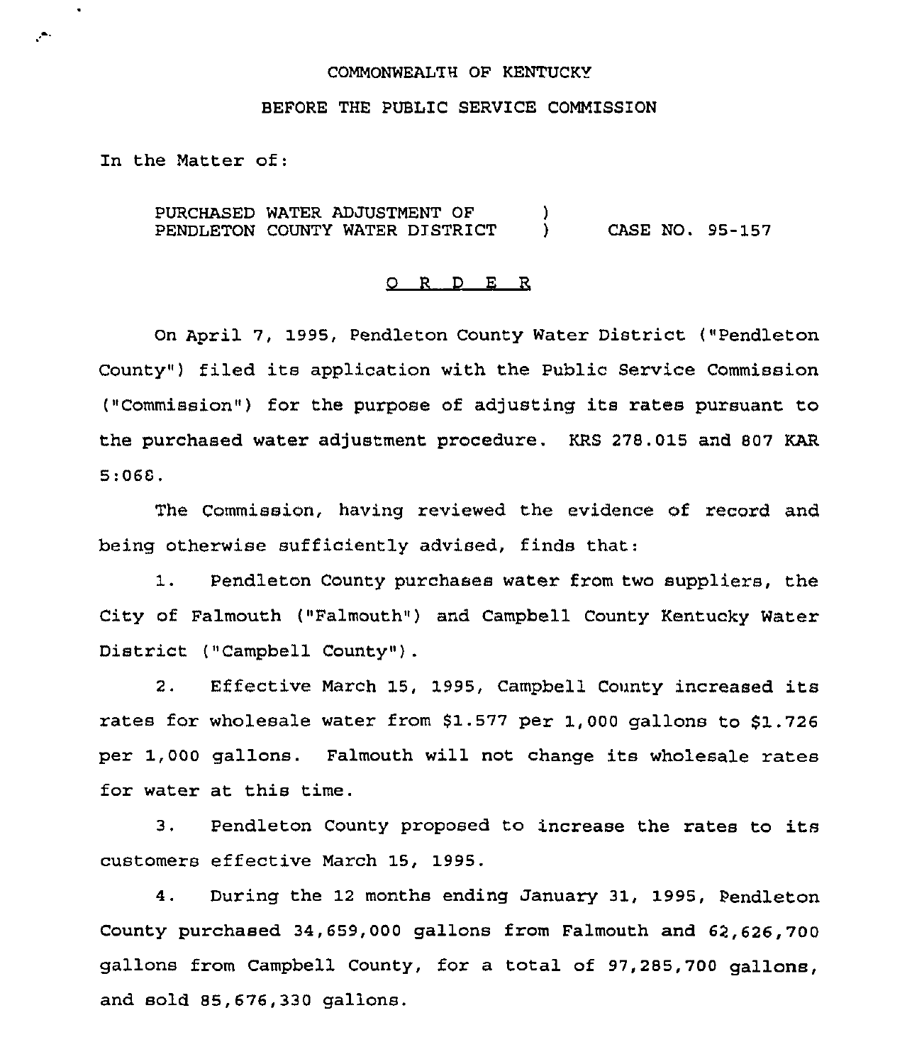COMMONWEALTH OF KENTUCKY

BEFORE THE PUBLIC SERVICE COMMISSION

In the Matter of:

PURCHASED WATER ADJUSTMENT OF PENDLETON COUNTY WATER DISTRICT ) CASE NO. 95-157

O R D E R

On April 7, 1995, Pendleton County Water District ("Pendleton County") filed its application with the Public Service Commission ("Commission") for the purpose of adjusting its rates pursuant to the purchased water adjustment procedure. KRS 278.015 and 807 KAR 5:068.

The Commission, having reviewed the evidence of record and being otherwise sufficiently advised, finds that:

1. Pendleton County purchases water from two suppliers, the City of Falmouth ("Falmouth") and Campbell County Kentucky Water District ("Campbell County").

2. Effective March 15, 1995, Campbell County increased its rates for wholesale water from $1.577 per 1,000 gallons to $1.726 per 1,000 gallons. Falmouth will not change its wholesale rates for water at this time.

3. Pendleton County proposed to increase the rates to its customers effective March 15, 1995.

4. During the 12 months ending January 31, 1995, Pendleton County purchased 34,659,000 gallons from Falmouth and 62,626,700 gallons from Campbell County, for a total of 97,285,700 gallons, and sold 85,676,330 gallons.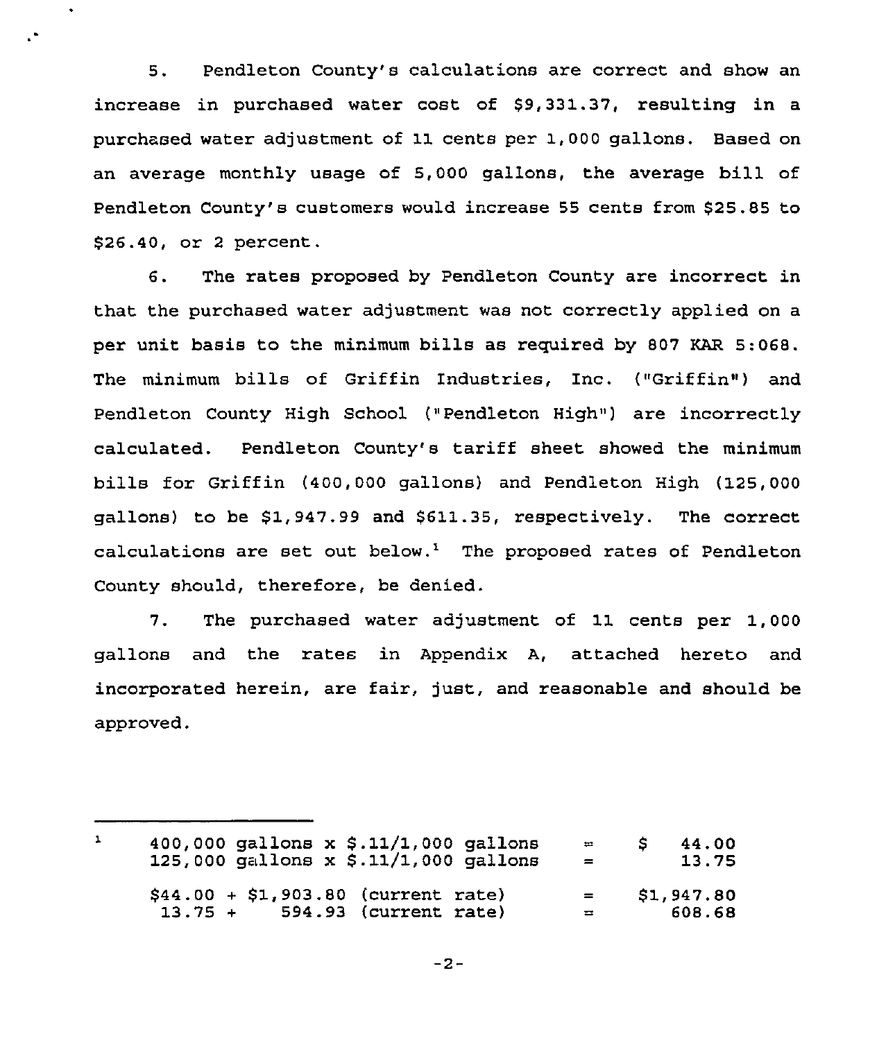5. Pendleton County's calculations are correct and show an increase in purchased water cost of $9,331.37, resulting in a purchased water adjustment of 11 cents per 1,000 gallons. Based on an average monthly usage of 5,000 gallons, the average bill of Pendleton County's customers would increase 55 cents from $25.85 to $26.40, or 2 percent.

6. The rates proposed by Pendleton County are incorrect in that the purchased water adjustment was not correctly applied on a per unit basis to the minimum bills as required by 807 KAR 5:068. The minimum bills of Griffin Industries, Inc. ("Griffin") and Pendleton County High School ("Pendleton High") are incorrectly calculated. Pendleton County's tariff sheet showed the minimum bills for Griffin (400,000 gallons) and Pendleton High (125,000 gallons) to be $1,947.99 and $611.35, respectively. The correct calculations are set out below.[1] The proposed rates of Pendleton County should, therefore, be denied.

7. The purchased water adjustment of 11 cents per 1,000 gallons and the rates in Appendix A, attached hereto and incorporated herein, are fair, just, and reasonable and should be approved.

---

[1]

| | | |
|---|---|---|
| 400,000 gallons x $.11/1,000 gallons | = | $ 44.00 |
| 125,000 gallons x $.11/1,000 gallons | = | 13.75 |
| $44.00 + $1,903.80 (current rate) | = | $1,947.80 |
| 13.75 + 594.93 (current rate) | = | 608.68 |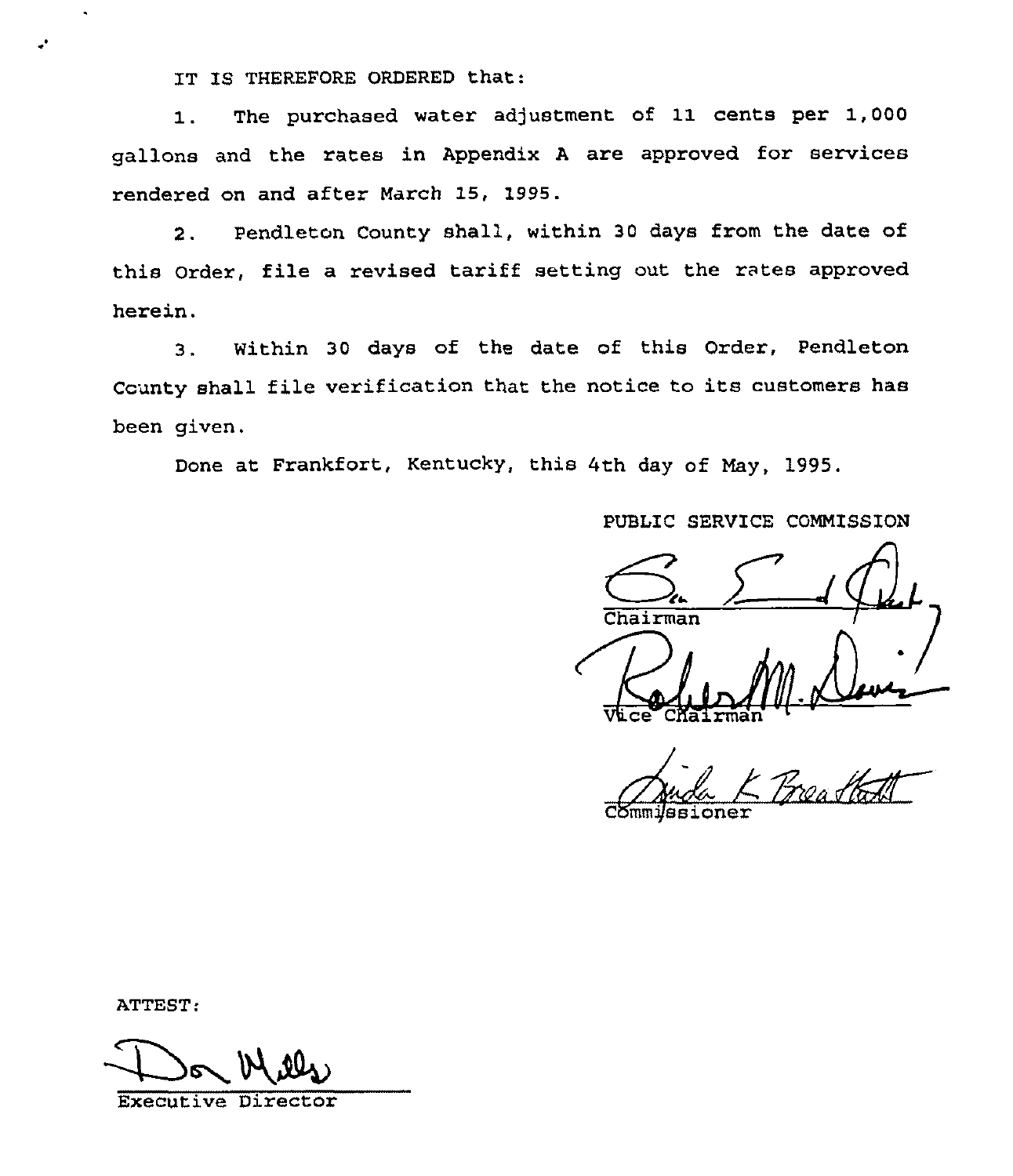IT IS THEREFORE ORDERED that:

1. The purchased water adjustment of 11 cents per 1,000 gallons and the rates in Appendix A are approved for services rendered on and after March 15, 1995.

2. Pendleton County shall, within 30 days from the date of this Order, file a revised tariff setting out the rates approved herein.

3. Within 30 days of the date of this Order, Pendleton County shall file verification that the notice to its customers has been given.

Done at Frankfort, Kentucky, this 4th day of May, 1995.

PUBLIC SERVICE COMMISSION

Chairman

Vice Chairman

Commissioner

ATTEST:

Executive Director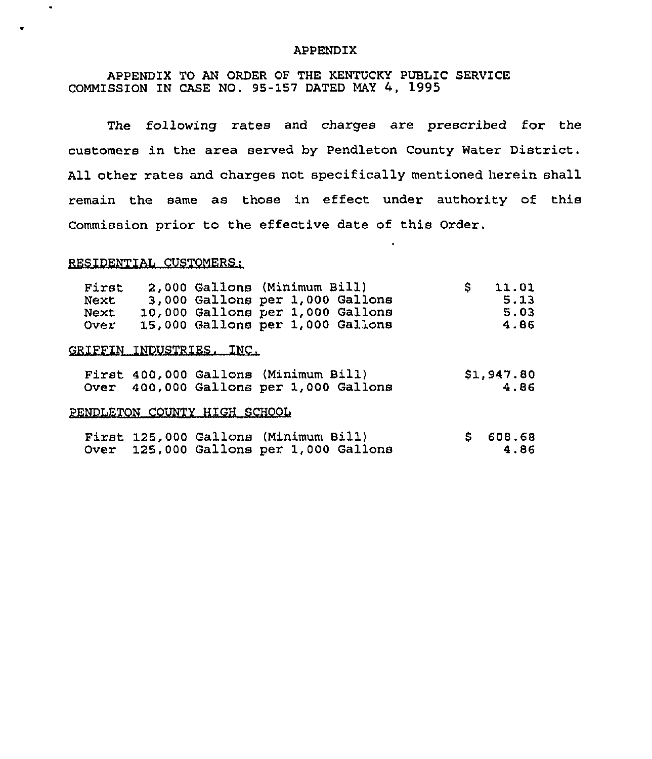# APPENDIX

APPENDIX TO AN ORDER OF THE KENTUCKY PUBLIC SERVICE COMMISSION IN CASE NO. 95-157 DATED MAY 4, 1995

The following rates and charges are prescribed for the customers in the area served by Pendleton County Water District. All other rates and charges not specifically mentioned herein shall remain the same as those in effect under authority of this Commission prior to the effective date of this Order.

RESIDENTIAL CUSTOMERS:

| | | |
|---|---|---|
| First | 2,000 Gallons (Minimum Bill) | $ 11.01 |
| Next | 3,000 Gallons per 1,000 Gallons | 5.13 |
| Next | 10,000 Gallons per 1,000 Gallons | 5.03 |
| Over | 15,000 Gallons per 1,000 Gallons | 4.86 |

GRIFFIN INDUSTRIES, INC.

| | | |
|---|---|---|
| First | 400,000 Gallons (Minimum Bill) | $1,947.80 |
| Over | 400,000 Gallons per 1,000 Gallons | 4.86 |

PENDLETON COUNTY HIGH SCHOOL

| | | |
|---|---|---|
| First | 125,000 Gallons (Minimum Bill) | $ 608.68 |
| Over | 125,000 Gallons per 1,000 Gallons | 4.86 |